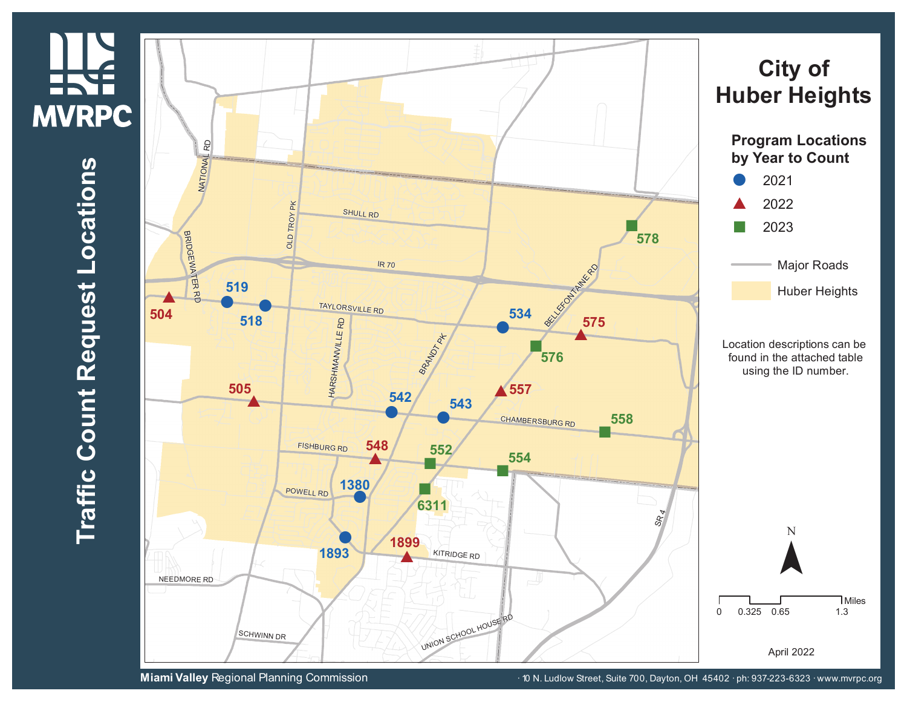# City of Huber Heights

## Traffic Count Request Locations

MVRPC

### Program Locations by Year to Count

- 2021
- 2022
- 2023
- Major Roads
- Huber Heights

Location descriptions can be found in the attached table using the ID number.

| Year | Location IDs |
| --- | --- |
| 2021 | 519, 518, 534, 542, 543, 1380, 1893 |
| 2022 | 504, 505, 575, 557, 548, 1899 |
| 2023 | 578, 576, 558, 552, 554, 6311 |

Roads: NATIONAL RD, BRIDGEWATER RD, OLD TROY PK, SHULL RD, IR 70, TAYLORSVILLE RD, HARSHMANVILLE RD, BRANDT PK, BELLEFONTAINE RD, CHAMBERSBURG RD, FISHBURG RD, POWELL RD, KITRIDGE RD, NEEDMORE RD, SCHWINN DR, UNION SCHOOL HOUSE RD, SR 4

N

Miles: 0, 0.325, 0.65, 1.3

April 2022

**Miami Valley** Regional Planning Commission · 10 N. Ludlow Street, Suite 700, Dayton, OH 45402 · ph: 937-223-6323 · www.mvrpc.org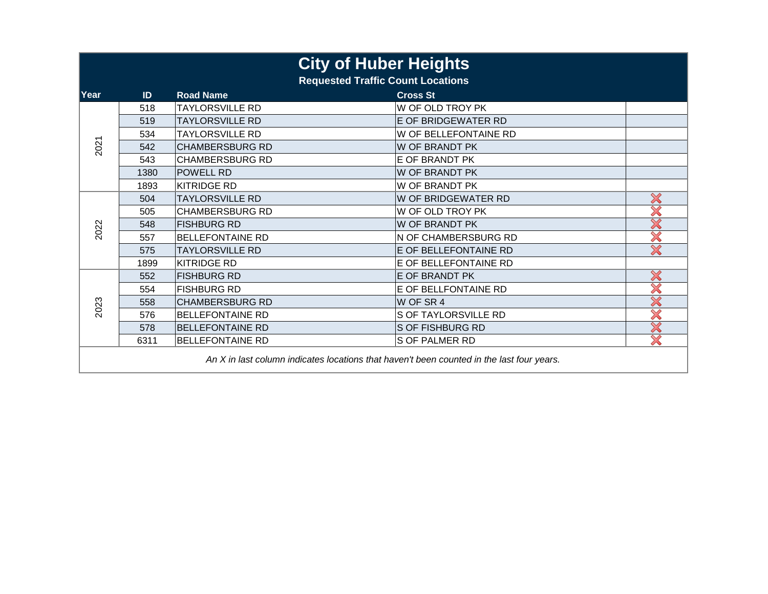# City of Huber Heights

## Requested Traffic Count Locations

| Year | ID | Road Name | Cross St | |
|---|---|---|---|---|
| 2021 | 518 | TAYLORSVILLE RD | W OF OLD TROY PK | |
| | 519 | TAYLORSVILLE RD | E OF BRIDGEWATER RD | |
| | 534 | TAYLORSVILLE RD | W OF BELLEFONTAINE RD | |
| | 542 | CHAMBERSBURG RD | W OF BRANDT PK | |
| | 543 | CHAMBERSBURG RD | E OF BRANDT PK | |
| | 1380 | POWELL RD | W OF BRANDT PK | |
| | 1893 | KITRIDGE RD | W OF BRANDT PK | |
| 2022 | 504 | TAYLORSVILLE RD | W OF BRIDGEWATER RD | X |
| | 505 | CHAMBERSBURG RD | W OF OLD TROY PK | X |
| | 548 | FISHBURG RD | W OF BRANDT PK | X |
| | 557 | BELLEFONTAINE RD | N OF CHAMBERSBURG RD | X |
| | 575 | TAYLORSVILLE RD | E OF BELLEFONTAINE RD | X |
| | 1899 | KITRIDGE RD | E OF BELLEFONTAINE RD | |
| 2023 | 552 | FISHBURG RD | E OF BRANDT PK | X |
| | 554 | FISHBURG RD | E OF BELLFONTAINE RD | X |
| | 558 | CHAMBERSBURG RD | W OF SR 4 | X |
| | 576 | BELLEFONTAINE RD | S OF TAYLORSVILLE RD | X |
| | 578 | BELLEFONTAINE RD | S OF FISHBURG RD | X |
| | 6311 | BELLEFONTAINE RD | S OF PALMER RD | X |

*An X in last column indicates locations that haven't been counted in the last four years.*